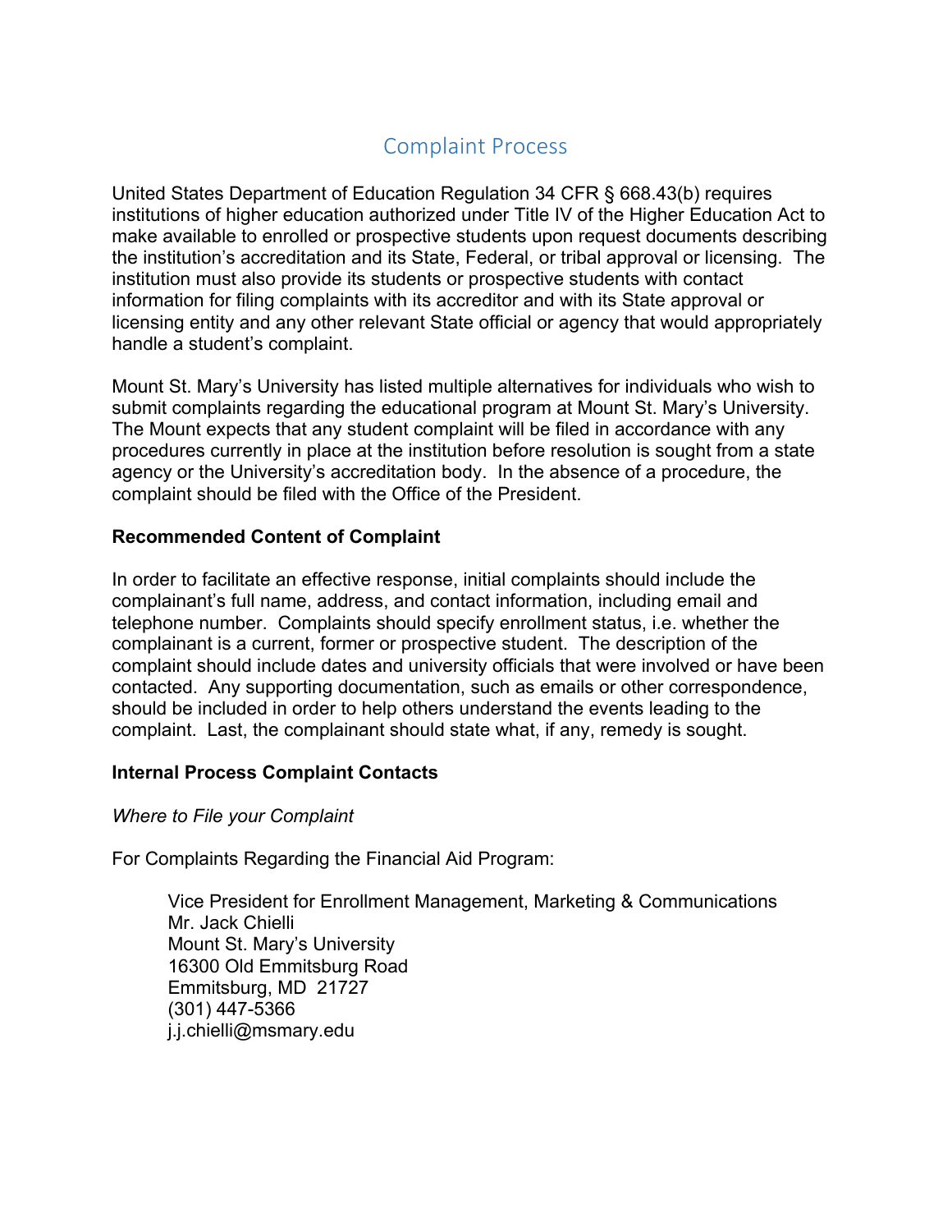# Complaint Process

United States Department of Education Regulation 34 CFR § 668.43(b) requires institutions of higher education authorized under Title IV of the Higher Education Act to make available to enrolled or prospective students upon request documents describing the institution's accreditation and its State, Federal, or tribal approval or licensing. The institution must also provide its students or prospective students with contact information for filing complaints with its accreditor and with its State approval or licensing entity and any other relevant State official or agency that would appropriately handle a student's complaint.

Mount St. Mary's University has listed multiple alternatives for individuals who wish to submit complaints regarding the educational program at Mount St. Mary's University. The Mount expects that any student complaint will be filed in accordance with any procedures currently in place at the institution before resolution is sought from a state agency or the University's accreditation body. In the absence of a procedure, the complaint should be filed with the Office of the President.

**Recommended Content of Complaint**

In order to facilitate an effective response, initial complaints should include the complainant's full name, address, and contact information, including email and telephone number. Complaints should specify enrollment status, i.e. whether the complainant is a current, former or prospective student. The description of the complaint should include dates and university officials that were involved or have been contacted. Any supporting documentation, such as emails or other correspondence, should be included in order to help others understand the events leading to the complaint. Last, the complainant should state what, if any, remedy is sought.

**Internal Process Complaint Contacts**

*Where to File your Complaint*

For Complaints Regarding the Financial Aid Program:

> Vice President for Enrollment Management, Marketing & Communications
> Mr. Jack Chielli
> Mount St. Mary's University
> 16300 Old Emmitsburg Road
> Emmitsburg, MD 21727
> (301) 447-5366
> j.j.chielli@msmary.edu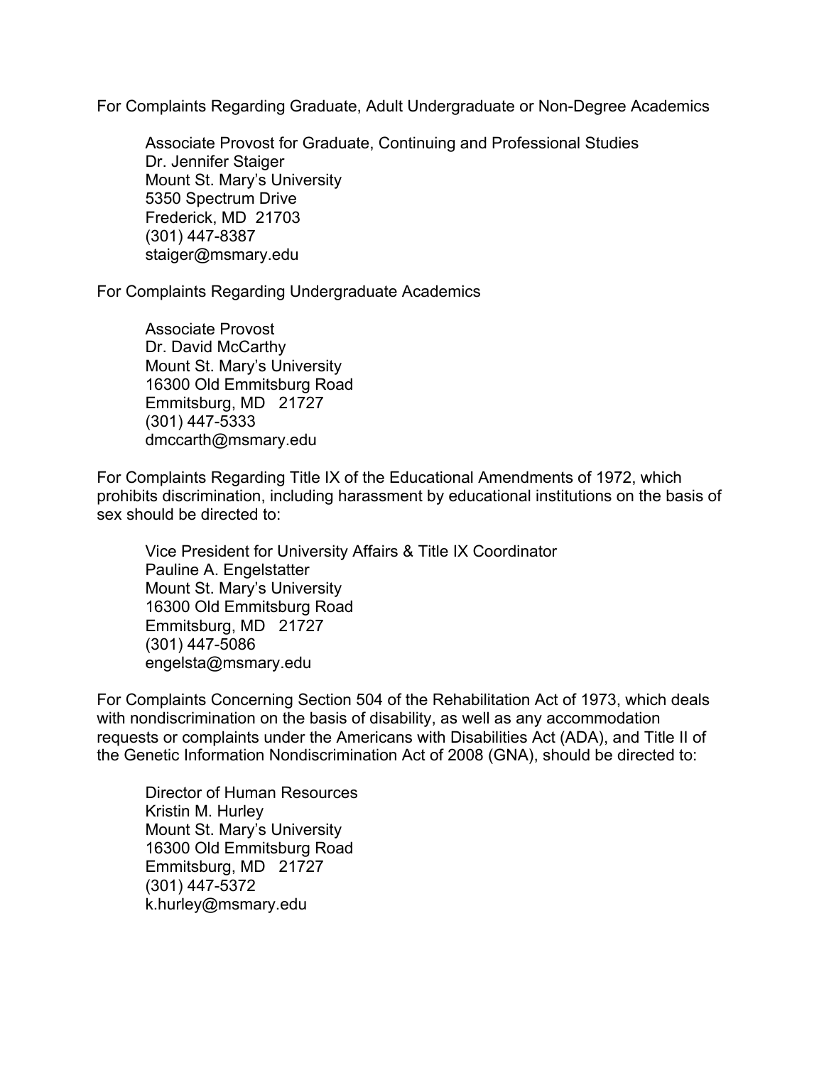For Complaints Regarding Graduate, Adult Undergraduate or Non-Degree Academics

> Associate Provost for Graduate, Continuing and Professional Studies  
> Dr. Jennifer Staiger  
> Mount St. Mary's University  
> 5350 Spectrum Drive  
> Frederick, MD 21703  
> (301) 447-8387  
> staiger@msmary.edu

For Complaints Regarding Undergraduate Academics

> Associate Provost  
> Dr. David McCarthy  
> Mount St. Mary's University  
> 16300 Old Emmitsburg Road  
> Emmitsburg, MD 21727  
> (301) 447-5333  
> dmccarth@msmary.edu

For Complaints Regarding Title IX of the Educational Amendments of 1972, which prohibits discrimination, including harassment by educational institutions on the basis of sex should be directed to:

> Vice President for University Affairs & Title IX Coordinator  
> Pauline A. Engelstatter  
> Mount St. Mary's University  
> 16300 Old Emmitsburg Road  
> Emmitsburg, MD 21727  
> (301) 447-5086  
> engelsta@msmary.edu

For Complaints Concerning Section 504 of the Rehabilitation Act of 1973, which deals with nondiscrimination on the basis of disability, as well as any accommodation requests or complaints under the Americans with Disabilities Act (ADA), and Title II of the Genetic Information Nondiscrimination Act of 2008 (GNA), should be directed to:

> Director of Human Resources  
> Kristin M. Hurley  
> Mount St. Mary's University  
> 16300 Old Emmitsburg Road  
> Emmitsburg, MD 21727  
> (301) 447-5372  
> k.hurley@msmary.edu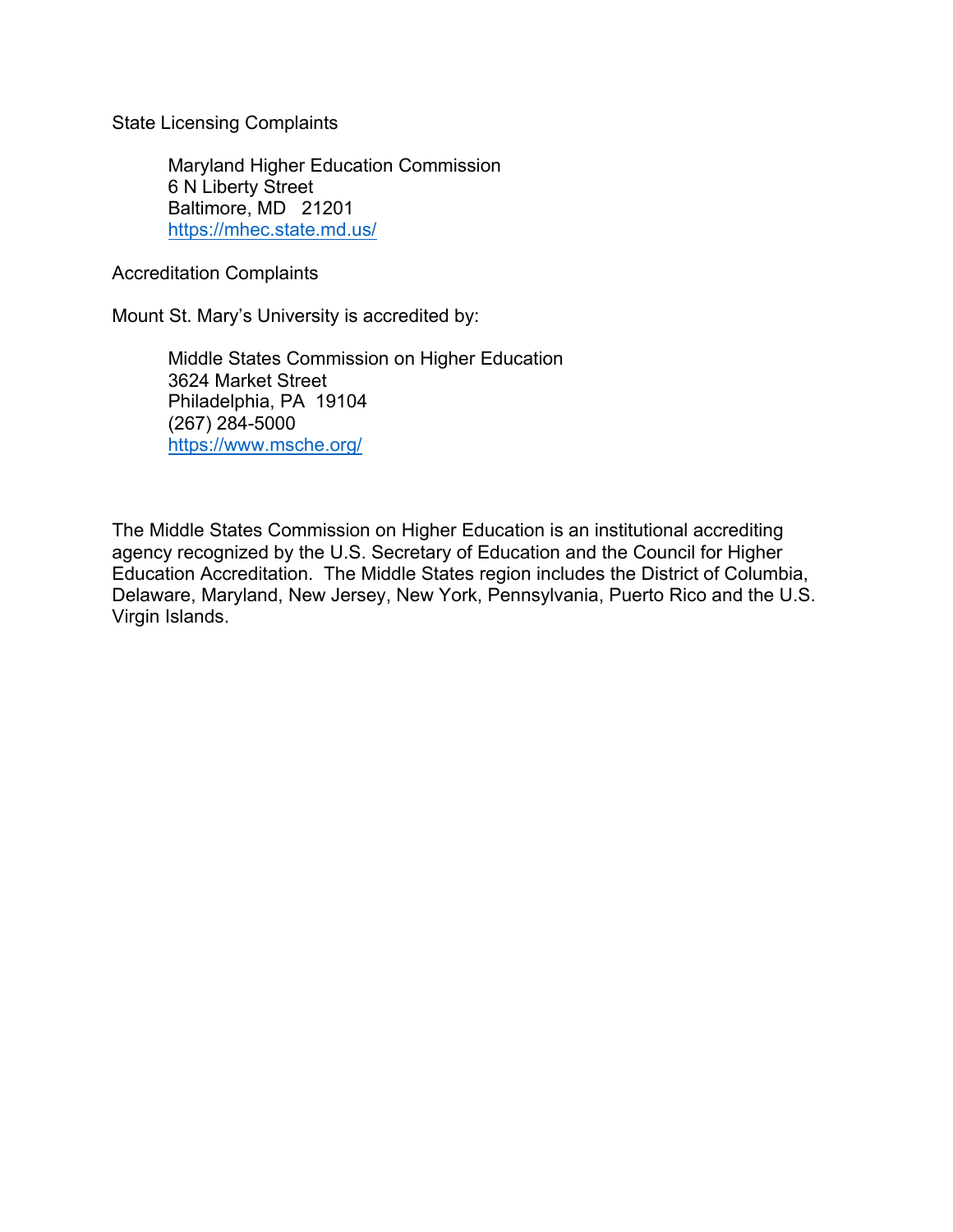State Licensing Complaints

Maryland Higher Education Commission
6 N Liberty Street
Baltimore, MD 21201
[https://mhec.state.md.us/](https://mhec.state.md.us/)

Accreditation Complaints

Mount St. Mary's University is accredited by:

Middle States Commission on Higher Education
3624 Market Street
Philadelphia, PA 19104
(267) 284-5000
[https://www.msche.org/](https://www.msche.org/)

The Middle States Commission on Higher Education is an institutional accrediting agency recognized by the U.S. Secretary of Education and the Council for Higher Education Accreditation. The Middle States region includes the District of Columbia, Delaware, Maryland, New Jersey, New York, Pennsylvania, Puerto Rico and the U.S. Virgin Islands.